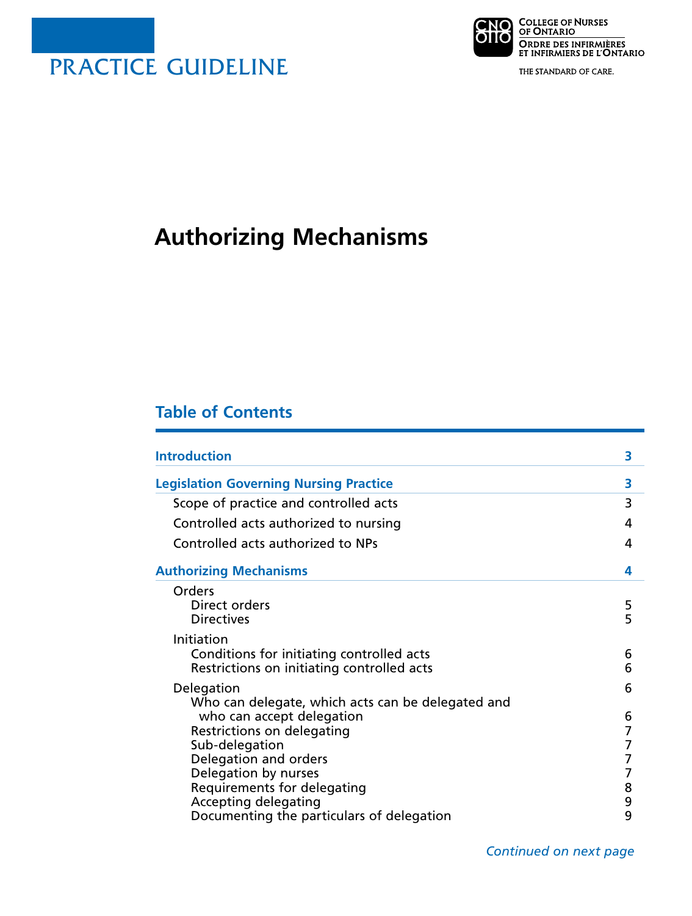PRACTICE GUIDELINE

College of Nurses of Ontario
Ordre des infirmières et infirmiers de l'Ontario

THE STANDARD OF CARE.

# Authorizing Mechanisms

## Table of Contents

| | |
|---|---|
| **Introduction** | **3** |
| **Legislation Governing Nursing Practice** | **3** |
| Scope of practice and controlled acts | 3 |
| Controlled acts authorized to nursing | 4 |
| Controlled acts authorized to NPs | 4 |
| **Authorizing Mechanisms** | **4** |
| Orders | |
| Direct orders | 5 |
| Directives | 5 |
| Initiation | |
| Conditions for initiating controlled acts | 6 |
| Restrictions on initiating controlled acts | 6 |
| Delegation | 6 |
| Who can delegate, which acts can be delegated and who can accept delegation | 6 |
| Restrictions on delegating | 7 |
| Sub-delegation | 7 |
| Delegation and orders | 7 |
| Delegation by nurses | 7 |
| Requirements for delegating | 8 |
| Accepting delegating | 9 |
| Documenting the particulars of delegation | 9 |

*Continued on next page*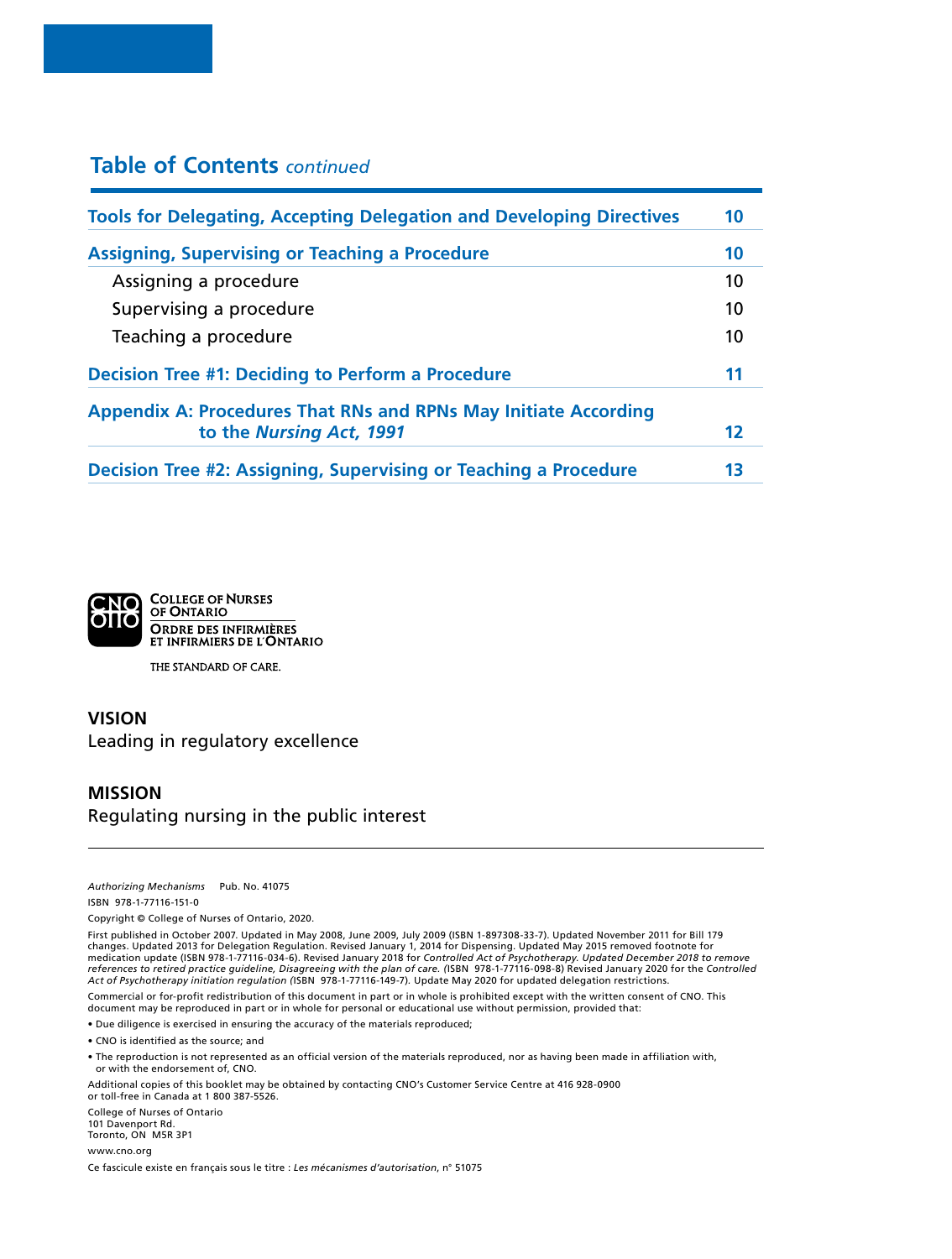## Table of Contents *continued*

| | |
|---|---|
| **Tools for Delegating, Accepting Delegation and Developing Directives** | **10** |
| **Assigning, Supervising or Teaching a Procedure** | **10** |
| Assigning a procedure | 10 |
| Supervising a procedure | 10 |
| Teaching a procedure | 10 |
| **Decision Tree #1: Deciding to Perform a Procedure** | **11** |
| **Appendix A: Procedures That RNs and RPNs May Initiate According to the *Nursing Act, 1991*** | **12** |
| **Decision Tree #2: Assigning, Supervising or Teaching a Procedure** | **13** |

College of Nurses of Ontario
Ordre des infirmières et infirmiers de l'Ontario

THE STANDARD OF CARE.

**VISION**
Leading in regulatory excellence

**MISSION**
Regulating nursing in the public interest

---

*Authorizing Mechanisms* Pub. No. 41075

ISBN 978-1-77116-151-0

Copyright © College of Nurses of Ontario, 2020.

First published in October 2007. Updated in May 2008, June 2009, July 2009 (ISBN 1-897308-33-7). Updated November 2011 for Bill 179 changes. Updated 2013 for Delegation Regulation. Revised January 1, 2014 for Dispensing. Updated May 2015 removed footnote for medication update (ISBN 978-1-77116-034-6). Revised January 2018 for *Controlled Act of Psychotherapy. Updated December 2018 to remove references to retired practice guideline, Disagreeing with the plan of care. (*ISBN 978-1-77116-098-8) Revised January 2020 for the *Controlled Act of Psychotherapy initiation regulation (*ISBN 978-1-77116-149-7). Update May 2020 for updated delegation restrictions.

Commercial or for-profit redistribution of this document in part or in whole is prohibited except with the written consent of CNO. This document may be reproduced in part or in whole for personal or educational use without permission, provided that:

- Due diligence is exercised in ensuring the accuracy of the materials reproduced;
- CNO is identified as the source; and
- The reproduction is not represented as an official version of the materials reproduced, nor as having been made in affiliation with, or with the endorsement of, CNO.

Additional copies of this booklet may be obtained by contacting CNO's Customer Service Centre at 416 928-0900 or toll-free in Canada at 1 800 387-5526.

College of Nurses of Ontario
101 Davenport Rd.
Toronto, ON M5R 3P1

www.cno.org

Ce fascicule existe en français sous le titre : *Les mécanismes d'autorisation*, n° 51075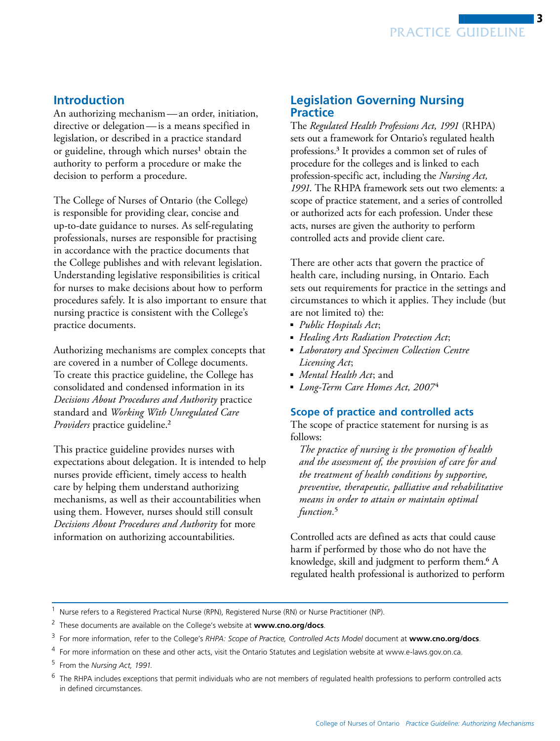## Introduction

An authorizing mechanism — an order, initiation, directive or delegation — is a means specified in legislation, or described in a practice standard or guideline, through which nurses[1] obtain the authority to perform a procedure or make the decision to perform a procedure.

The College of Nurses of Ontario (the College) is responsible for providing clear, concise and up-to-date guidance to nurses. As self-regulating professionals, nurses are responsible for practising in accordance with the practice documents that the College publishes and with relevant legislation. Understanding legislative responsibilities is critical for nurses to make decisions about how to perform procedures safely. It is also important to ensure that nursing practice is consistent with the College's practice documents.

Authorizing mechanisms are complex concepts that are covered in a number of College documents. To create this practice guideline, the College has consolidated and condensed information in its *Decisions About Procedures and Authority* practice standard and *Working With Unregulated Care Providers* practice guideline.[2]

This practice guideline provides nurses with expectations about delegation. It is intended to help nurses provide efficient, timely access to health care by helping them understand authorizing mechanisms, as well as their accountabilities when using them. However, nurses should still consult *Decisions About Procedures and Authority* for more information on authorizing accountabilities.

## Legislation Governing Nursing Practice

The *Regulated Health Professions Act, 1991* (RHPA) sets out a framework for Ontario's regulated health professions.[3] It provides a common set of rules of procedure for the colleges and is linked to each profession-specific act, including the *Nursing Act, 1991*. The RHPA framework sets out two elements: a scope of practice statement, and a series of controlled or authorized acts for each profession. Under these acts, nurses are given the authority to perform controlled acts and provide client care.

There are other acts that govern the practice of health care, including nursing, in Ontario. Each sets out requirements for practice in the settings and circumstances to which it applies. They include (but are not limited to) the:

- *Public Hospitals Act*;
- *Healing Arts Radiation Protection Act*;
- *Laboratory and Specimen Collection Centre Licensing Act*;
- *Mental Health Act*; and
- *Long-Term Care Homes Act, 2007*[4]

### Scope of practice and controlled acts

The scope of practice statement for nursing is as follows:

> *The practice of nursing is the promotion of health and the assessment of, the provision of care for and the treatment of health conditions by supportive, preventive, therapeutic, palliative and rehabilitative means in order to attain or maintain optimal function.*[5]

Controlled acts are defined as acts that could cause harm if performed by those who do not have the knowledge, skill and judgment to perform them.[6] A regulated health professional is authorized to perform

---

[1] Nurse refers to a Registered Practical Nurse (RPN), Registered Nurse (RN) or Nurse Practitioner (NP).

[2] These documents are available on the College's website at **www.cno.org/docs**.

[3] For more information, refer to the College's *RHPA: Scope of Practice, Controlled Acts Model* document at **www.cno.org/docs**.

[4] For more information on these and other acts, visit the Ontario Statutes and Legislation website at www.e-laws.gov.on.ca.

[5] From the *Nursing Act, 1991*.

[6] The RHPA includes exceptions that permit individuals who are not members of regulated health professions to perform controlled acts in defined circumstances.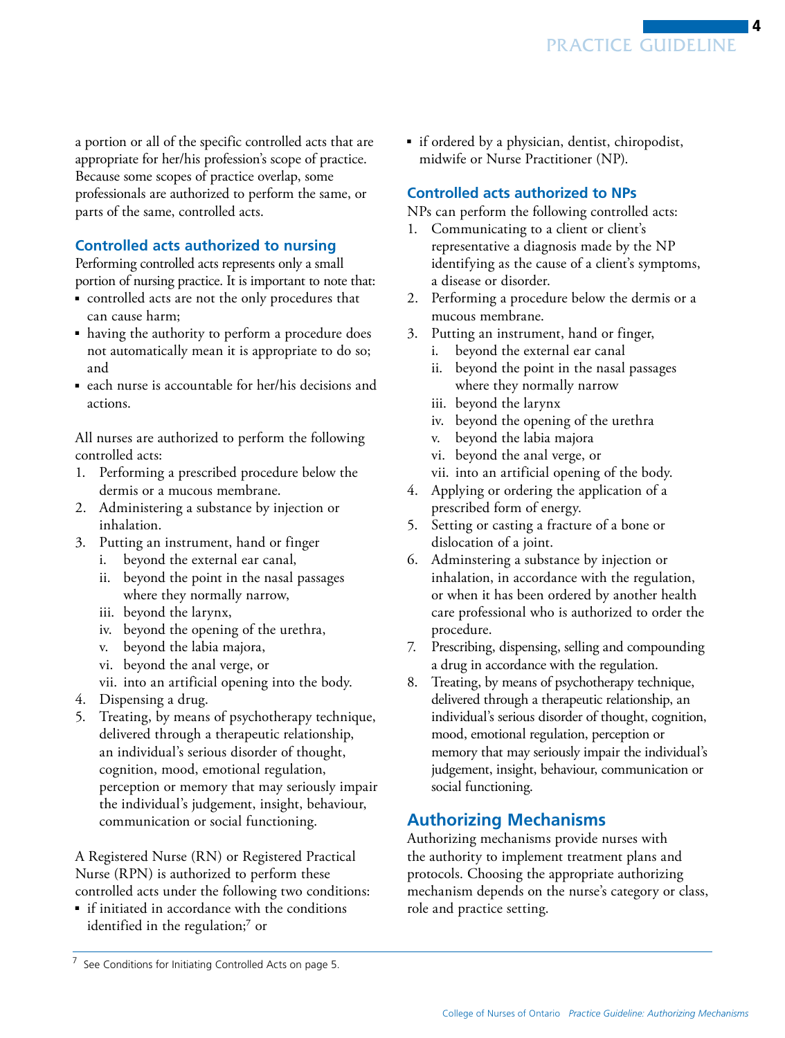a portion or all of the specific controlled acts that are appropriate for her/his profession's scope of practice. Because some scopes of practice overlap, some professionals are authorized to perform the same, or parts of the same, controlled acts.

### Controlled acts authorized to nursing

Performing controlled acts represents only a small portion of nursing practice. It is important to note that:

- controlled acts are not the only procedures that can cause harm;
- having the authority to perform a procedure does not automatically mean it is appropriate to do so; and
- each nurse is accountable for her/his decisions and actions.

All nurses are authorized to perform the following controlled acts:

1. Performing a prescribed procedure below the dermis or a mucous membrane.
2. Administering a substance by injection or inhalation.
3. Putting an instrument, hand or finger
   i. beyond the external ear canal,
   ii. beyond the point in the nasal passages where they normally narrow,
   iii. beyond the larynx,
   iv. beyond the opening of the urethra,
   v. beyond the labia majora,
   vi. beyond the anal verge, or
   vii. into an artificial opening into the body.
4. Dispensing a drug.
5. Treating, by means of psychotherapy technique, delivered through a therapeutic relationship, an individual's serious disorder of thought, cognition, mood, emotional regulation, perception or memory that may seriously impair the individual's judgement, insight, behaviour, communication or social functioning.

A Registered Nurse (RN) or Registered Practical Nurse (RPN) is authorized to perform these controlled acts under the following two conditions:

- if initiated in accordance with the conditions identified in the regulation;[7] or
- if ordered by a physician, dentist, chiropodist, midwife or Nurse Practitioner (NP).

### Controlled acts authorized to NPs

NPs can perform the following controlled acts:

1. Communicating to a client or client's representative a diagnosis made by the NP identifying as the cause of a client's symptoms, a disease or disorder.
2. Performing a procedure below the dermis or a mucous membrane.
3. Putting an instrument, hand or finger,
   i. beyond the external ear canal
   ii. beyond the point in the nasal passages where they normally narrow
   iii. beyond the larynx
   iv. beyond the opening of the urethra
   v. beyond the labia majora
   vi. beyond the anal verge, or
   vii. into an artificial opening of the body.
4. Applying or ordering the application of a prescribed form of energy.
5. Setting or casting a fracture of a bone or dislocation of a joint.
6. Adminstering a substance by injection or inhalation, in accordance with the regulation, or when it has been ordered by another health care professional who is authorized to order the procedure.
7. Prescribing, dispensing, selling and compounding a drug in accordance with the regulation.
8. Treating, by means of psychotherapy technique, delivered through a therapeutic relationship, an individual's serious disorder of thought, cognition, mood, emotional regulation, perception or memory that may seriously impair the individual's judgement, insight, behaviour, communication or social functioning.

## Authorizing Mechanisms

Authorizing mechanisms provide nurses with the authority to implement treatment plans and protocols. Choosing the appropriate authorizing mechanism depends on the nurse's category or class, role and practice setting.

---

[7] See Conditions for Initiating Controlled Acts on page 5.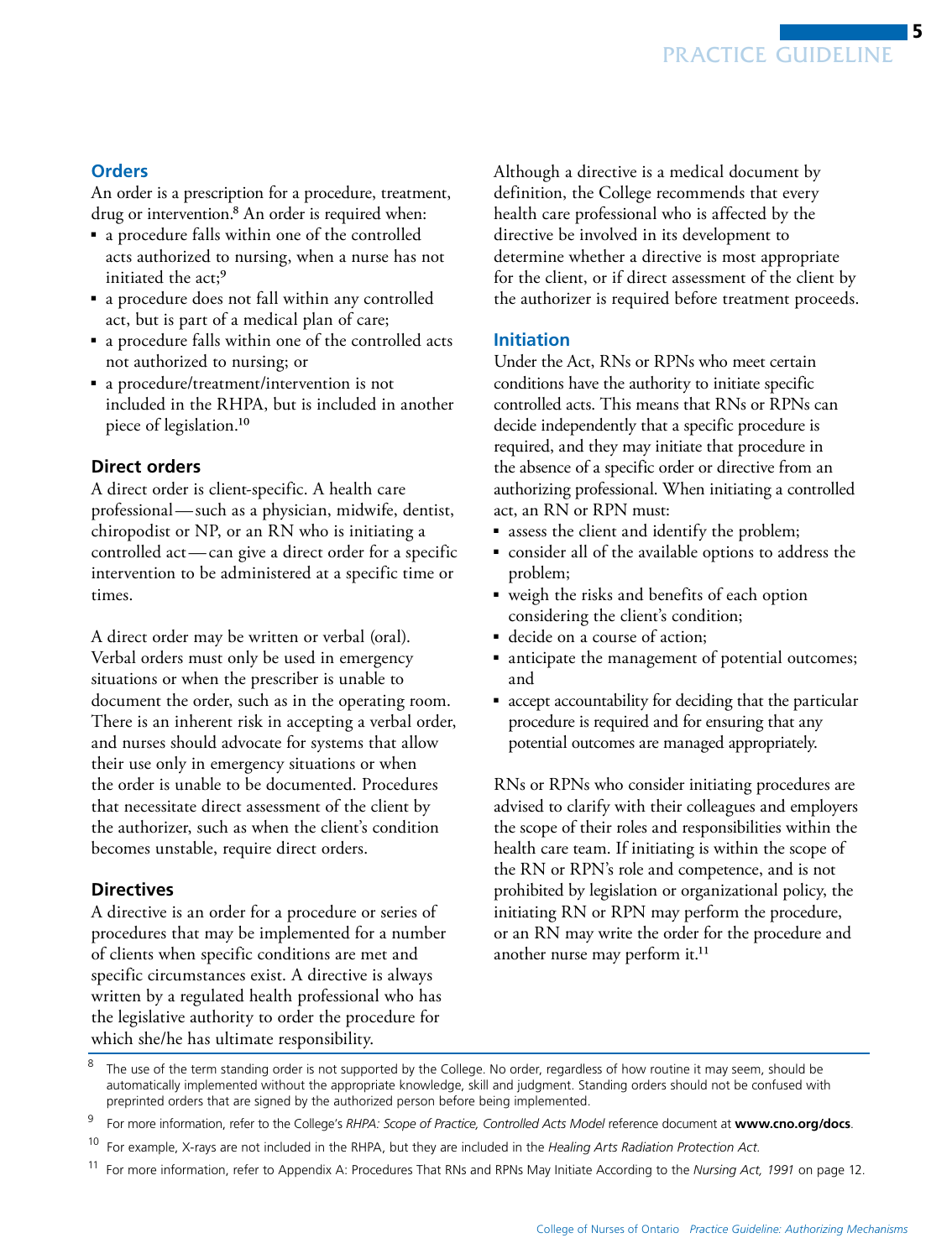## Orders

An order is a prescription for a procedure, treatment, drug or intervention.[8] An order is required when:

- a procedure falls within one of the controlled acts authorized to nursing, when a nurse has not initiated the act;[9]
- a procedure does not fall within any controlled act, but is part of a medical plan of care;
- a procedure falls within one of the controlled acts not authorized to nursing; or
- a procedure/treatment/intervention is not included in the RHPA, but is included in another piece of legislation.[10]

### Direct orders

A direct order is client-specific. A health care professional — such as a physician, midwife, dentist, chiropodist or NP, or an RN who is initiating a controlled act — can give a direct order for a specific intervention to be administered at a specific time or times.

A direct order may be written or verbal (oral). Verbal orders must only be used in emergency situations or when the prescriber is unable to document the order, such as in the operating room. There is an inherent risk in accepting a verbal order, and nurses should advocate for systems that allow their use only in emergency situations or when the order is unable to be documented. Procedures that necessitate direct assessment of the client by the authorizer, such as when the client's condition becomes unstable, require direct orders.

### Directives

A directive is an order for a procedure or series of procedures that may be implemented for a number of clients when specific conditions are met and specific circumstances exist. A directive is always written by a regulated health professional who has the legislative authority to order the procedure for which she/he has ultimate responsibility.

Although a directive is a medical document by definition, the College recommends that every health care professional who is affected by the directive be involved in its development to determine whether a directive is most appropriate for the client, or if direct assessment of the client by the authorizer is required before treatment proceeds.

## Initiation

Under the Act, RNs or RPNs who meet certain conditions have the authority to initiate specific controlled acts. This means that RNs or RPNs can decide independently that a specific procedure is required, and they may initiate that procedure in the absence of a specific order or directive from an authorizing professional. When initiating a controlled act, an RN or RPN must:

- assess the client and identify the problem;
- consider all of the available options to address the problem;
- weigh the risks and benefits of each option considering the client's condition;
- decide on a course of action;
- anticipate the management of potential outcomes; and
- accept accountability for deciding that the particular procedure is required and for ensuring that any potential outcomes are managed appropriately.

RNs or RPNs who consider initiating procedures are advised to clarify with their colleagues and employers the scope of their roles and responsibilities within the health care team. If initiating is within the scope of the RN or RPN's role and competence, and is not prohibited by legislation or organizational policy, the initiating RN or RPN may perform the procedure, or an RN may write the order for the procedure and another nurse may perform it.[11]

---

[8] The use of the term standing order is not supported by the College. No order, regardless of how routine it may seem, should be automatically implemented without the appropriate knowledge, skill and judgment. Standing orders should not be confused with preprinted orders that are signed by the authorized person before being implemented.

[9] For more information, refer to the College's *RHPA: Scope of Practice, Controlled Acts Model* reference document at **www.cno.org/docs**.

[10] For example, X-rays are not included in the RHPA, but they are included in the *Healing Arts Radiation Protection Act*.

[11] For more information, refer to Appendix A: Procedures That RNs and RPNs May Initiate According to the *Nursing Act, 1991* on page 12.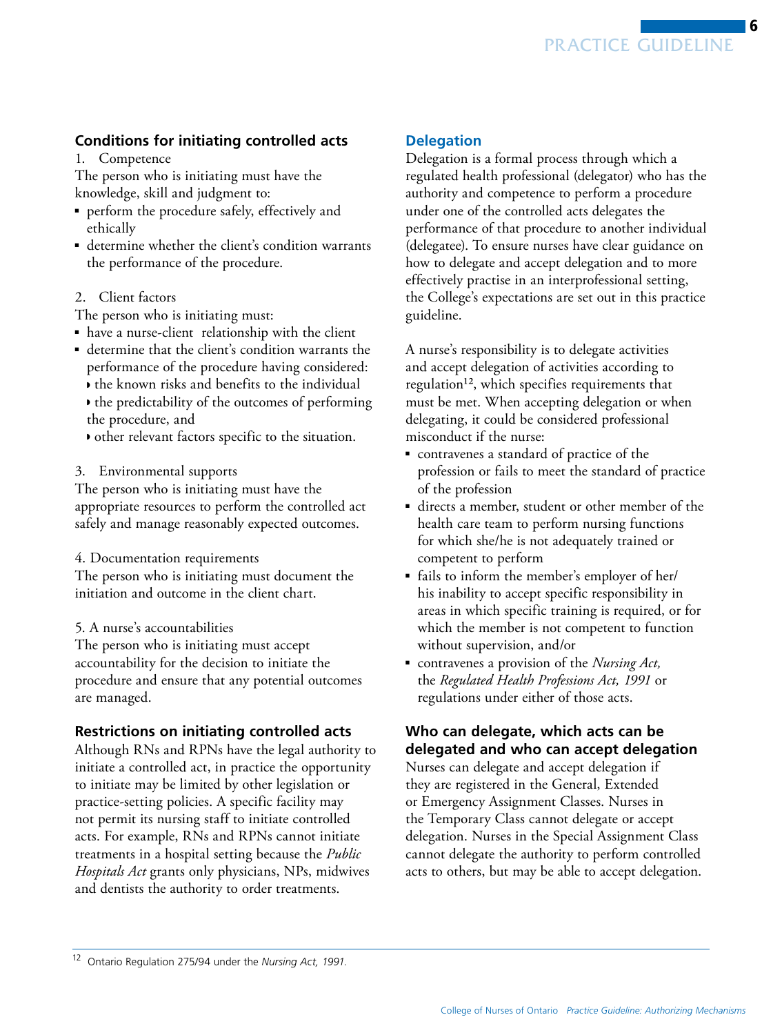### Conditions for initiating controlled acts

1. Competence

The person who is initiating must have the knowledge, skill and judgment to:

- perform the procedure safely, effectively and ethically
- determine whether the client's condition warrants the performance of the procedure.

2. Client factors

The person who is initiating must:

- have a nurse-client relationship with the client
- determine that the client's condition warrants the performance of the procedure having considered:
  - the known risks and benefits to the individual
  - the predictability of the outcomes of performing the procedure, and
  - other relevant factors specific to the situation.

3. Environmental supports

The person who is initiating must have the appropriate resources to perform the controlled act safely and manage reasonably expected outcomes.

4. Documentation requirements

The person who is initiating must document the initiation and outcome in the client chart.

5. A nurse's accountabilities

The person who is initiating must accept accountability for the decision to initiate the procedure and ensure that any potential outcomes are managed.

### Restrictions on initiating controlled acts

Although RNs and RPNs have the legal authority to initiate a controlled act, in practice the opportunity to initiate may be limited by other legislation or practice-setting policies. A specific facility may not permit its nursing staff to initiate controlled acts. For example, RNs and RPNs cannot initiate treatments in a hospital setting because the *Public Hospitals Act* grants only physicians, NPs, midwives and dentists the authority to order treatments.

## Delegation

Delegation is a formal process through which a regulated health professional (delegator) who has the authority and competence to perform a procedure under one of the controlled acts delegates the performance of that procedure to another individual (delegatee). To ensure nurses have clear guidance on how to delegate and accept delegation and to more effectively practise in an interprofessional setting, the College's expectations are set out in this practice guideline.

A nurse's responsibility is to delegate activities and accept delegation of activities according to regulation[12], which specifies requirements that must be met. When accepting delegation or when delegating, it could be considered professional misconduct if the nurse:

- contravenes a standard of practice of the profession or fails to meet the standard of practice of the profession
- directs a member, student or other member of the health care team to perform nursing functions for which she/he is not adequately trained or competent to perform
- fails to inform the member's employer of her/his inability to accept specific responsibility in areas in which specific training is required, or for which the member is not competent to function without supervision, and/or
- contravenes a provision of the *Nursing Act,* the *Regulated Health Professions Act, 1991* or regulations under either of those acts.

### Who can delegate, which acts can be delegated and who can accept delegation

Nurses can delegate and accept delegation if they are registered in the General, Extended or Emergency Assignment Classes. Nurses in the Temporary Class cannot delegate or accept delegation. Nurses in the Special Assignment Class cannot delegate the authority to perform controlled acts to others, but may be able to accept delegation.

---

[12] Ontario Regulation 275/94 under the *Nursing Act, 1991.*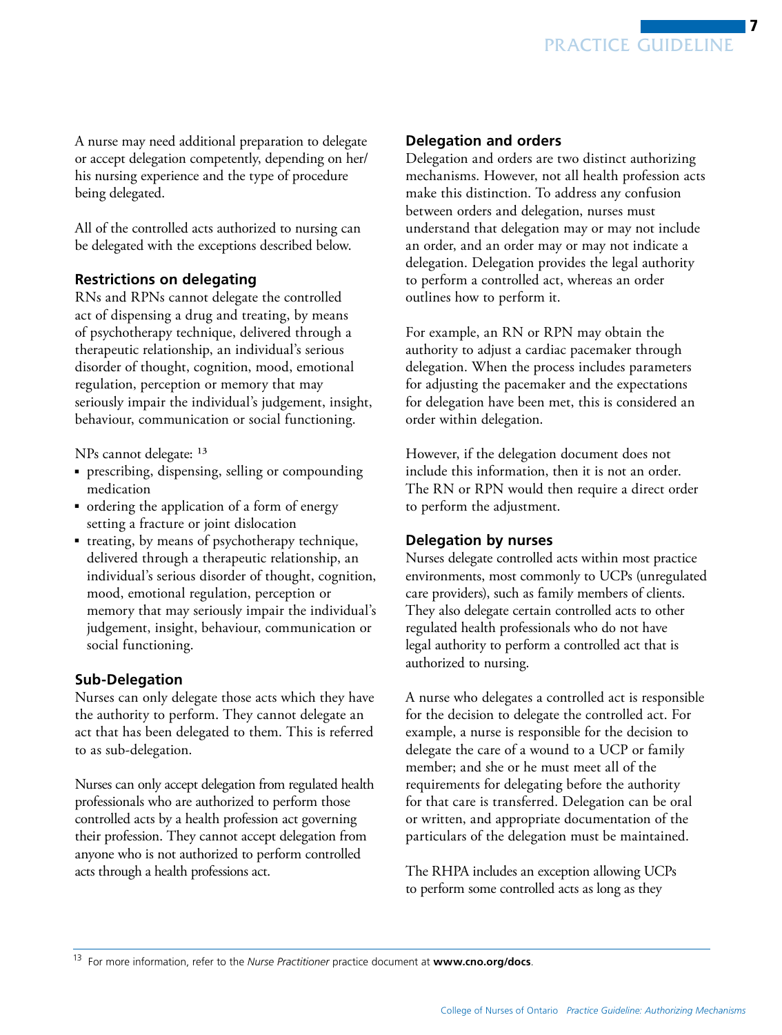A nurse may need additional preparation to delegate or accept delegation competently, depending on her/his nursing experience and the type of procedure being delegated.

All of the controlled acts authorized to nursing can be delegated with the exceptions described below.

### Restrictions on delegating

RNs and RPNs cannot delegate the controlled act of dispensing a drug and treating, by means of psychotherapy technique, delivered through a therapeutic relationship, an individual's serious disorder of thought, cognition, mood, emotional regulation, perception or memory that may seriously impair the individual's judgement, insight, behaviour, communication or social functioning.

NPs cannot delegate: [13]

- prescribing, dispensing, selling or compounding medication
- ordering the application of a form of energy setting a fracture or joint dislocation
- treating, by means of psychotherapy technique, delivered through a therapeutic relationship, an individual's serious disorder of thought, cognition, mood, emotional regulation, perception or memory that may seriously impair the individual's judgement, insight, behaviour, communication or social functioning.

### Sub-Delegation

Nurses can only delegate those acts which they have the authority to perform. They cannot delegate an act that has been delegated to them. This is referred to as sub-delegation.

Nurses can only accept delegation from regulated health professionals who are authorized to perform those controlled acts by a health profession act governing their profession. They cannot accept delegation from anyone who is not authorized to perform controlled acts through a health professions act.

### Delegation and orders

Delegation and orders are two distinct authorizing mechanisms. However, not all health profession acts make this distinction. To address any confusion between orders and delegation, nurses must understand that delegation may or may not include an order, and an order may or may not indicate a delegation. Delegation provides the legal authority to perform a controlled act, whereas an order outlines how to perform it.

For example, an RN or RPN may obtain the authority to adjust a cardiac pacemaker through delegation. When the process includes parameters for adjusting the pacemaker and the expectations for delegation have been met, this is considered an order within delegation.

However, if the delegation document does not include this information, then it is not an order. The RN or RPN would then require a direct order to perform the adjustment.

### Delegation by nurses

Nurses delegate controlled acts within most practice environments, most commonly to UCPs (unregulated care providers), such as family members of clients. They also delegate certain controlled acts to other regulated health professionals who do not have legal authority to perform a controlled act that is authorized to nursing.

A nurse who delegates a controlled act is responsible for the decision to delegate the controlled act. For example, a nurse is responsible for the decision to delegate the care of a wound to a UCP or family member; and she or he must meet all of the requirements for delegating before the authority for that care is transferred. Delegation can be oral or written, and appropriate documentation of the particulars of the delegation must be maintained.

The RHPA includes an exception allowing UCPs to perform some controlled acts as long as they

---

[13] For more information, refer to the *Nurse Practitioner* practice document at **www.cno.org/docs**.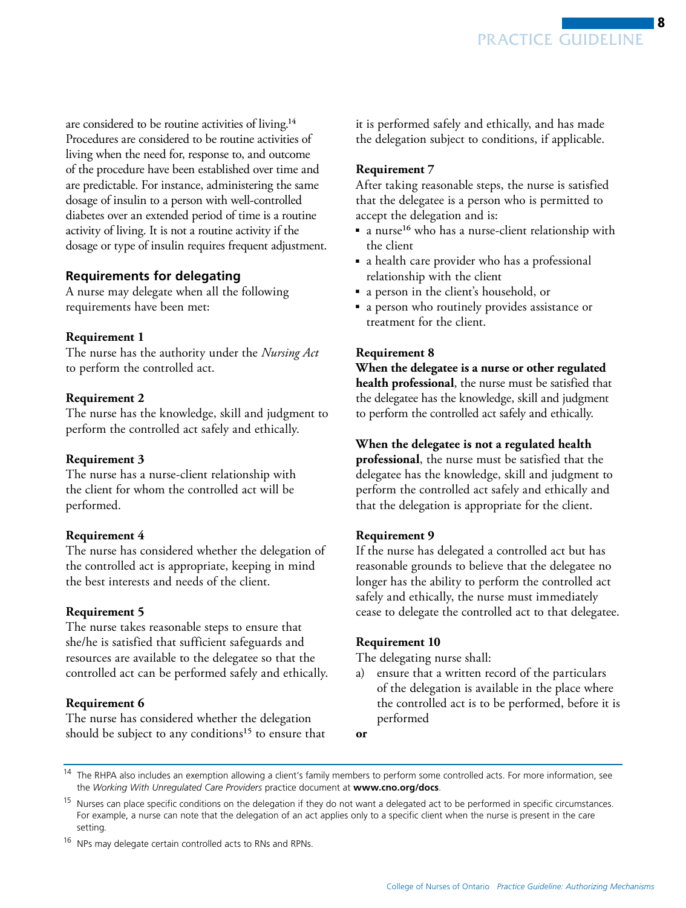are considered to be routine activities of living.[14] Procedures are considered to be routine activities of living when the need for, response to, and outcome of the procedure have been established over time and are predictable. For instance, administering the same dosage of insulin to a person with well-controlled diabetes over an extended period of time is a routine activity of living. It is not a routine activity if the dosage or type of insulin requires frequent adjustment.

## Requirements for delegating

A nurse may delegate when all the following requirements have been met:

**Requirement 1**
The nurse has the authority under the *Nursing Act* to perform the controlled act.

**Requirement 2**
The nurse has the knowledge, skill and judgment to perform the controlled act safely and ethically.

**Requirement 3**
The nurse has a nurse-client relationship with the client for whom the controlled act will be performed.

**Requirement 4**
The nurse has considered whether the delegation of the controlled act is appropriate, keeping in mind the best interests and needs of the client.

**Requirement 5**
The nurse takes reasonable steps to ensure that she/he is satisfied that sufficient safeguards and resources are available to the delegatee so that the controlled act can be performed safely and ethically.

**Requirement 6**
The nurse has considered whether the delegation should be subject to any conditions[15] to ensure that it is performed safely and ethically, and has made the delegation subject to conditions, if applicable.

**Requirement 7**
After taking reasonable steps, the nurse is satisfied that the delegatee is a person who is permitted to accept the delegation and is:

- a nurse[16] who has a nurse-client relationship with the client
- a health care provider who has a professional relationship with the client
- a person in the client's household, or
- a person who routinely provides assistance or treatment for the client.

**Requirement 8**
**When the delegatee is a nurse or other regulated health professional**, the nurse must be satisfied that the delegatee has the knowledge, skill and judgment to perform the controlled act safely and ethically.

**When the delegatee is not a regulated health professional**, the nurse must be satisfied that the delegatee has the knowledge, skill and judgment to perform the controlled act safely and ethically and that the delegation is appropriate for the client.

**Requirement 9**
If the nurse has delegated a controlled act but has reasonable grounds to believe that the delegatee no longer has the ability to perform the controlled act safely and ethically, the nurse must immediately cease to delegate the controlled act to that delegatee.

**Requirement 10**
The delegating nurse shall:

a) ensure that a written record of the particulars of the delegation is available in the place where the controlled act is to be performed, before it is performed

**or**

---

[14] The RHPA also includes an exemption allowing a client's family members to perform some controlled acts. For more information, see the *Working With Unregulated Care Providers* practice document at **www.cno.org/docs**.

[15] Nurses can place specific conditions on the delegation if they do not want a delegated act to be performed in specific circumstances. For example, a nurse can note that the delegation of an act applies only to a specific client when the nurse is present in the care setting.

[16] NPs may delegate certain controlled acts to RNs and RPNs.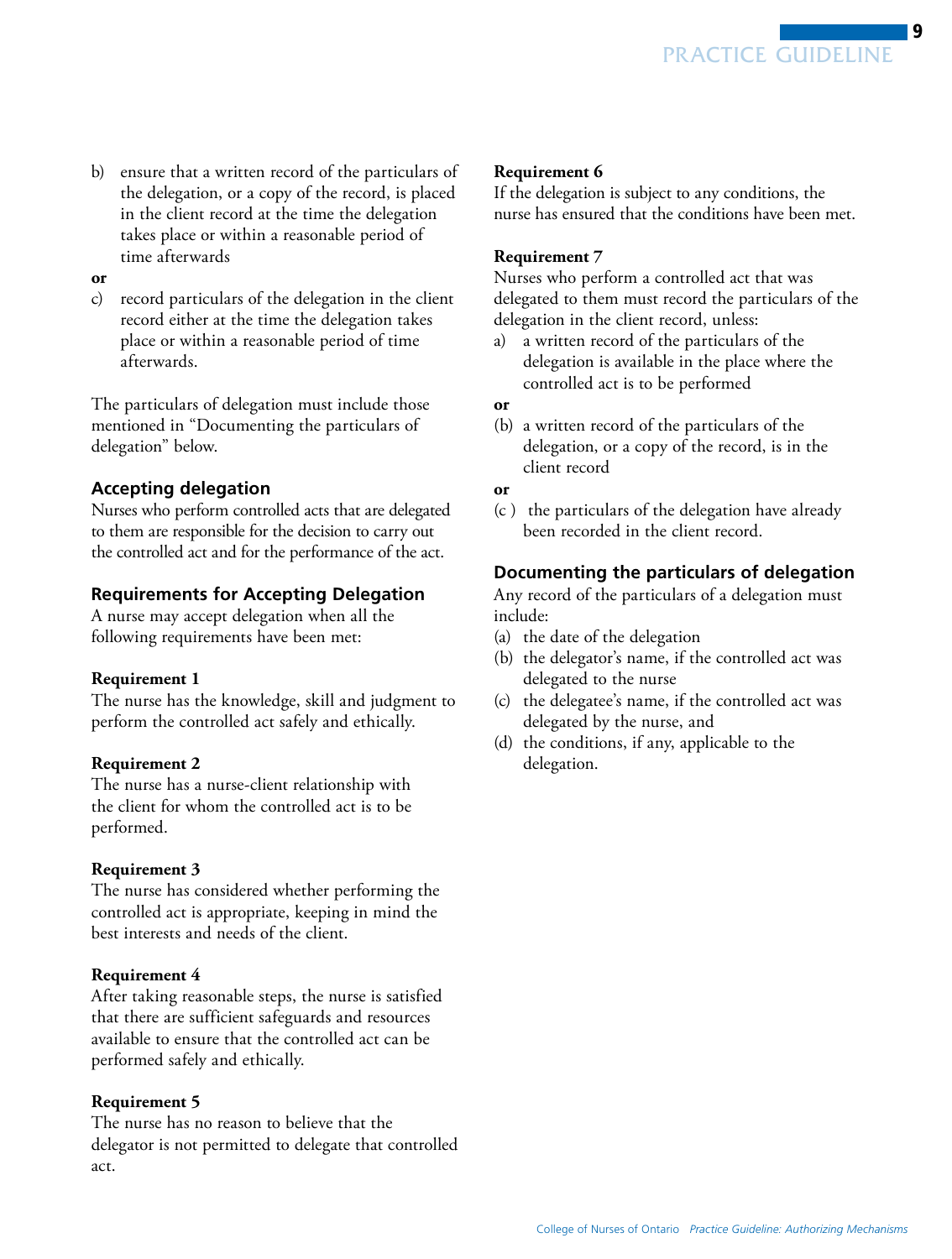b) ensure that a written record of the particulars of the delegation, or a copy of the record, is placed in the client record at the time the delegation takes place or within a reasonable period of time afterwards

**or**

c) record particulars of the delegation in the client record either at the time the delegation takes place or within a reasonable period of time afterwards.

The particulars of delegation must include those mentioned in "Documenting the particulars of delegation" below.

### Accepting delegation

Nurses who perform controlled acts that are delegated to them are responsible for the decision to carry out the controlled act and for the performance of the act.

### Requirements for Accepting Delegation

A nurse may accept delegation when all the following requirements have been met:

**Requirement 1**
The nurse has the knowledge, skill and judgment to perform the controlled act safely and ethically.

**Requirement 2**
The nurse has a nurse-client relationship with the client for whom the controlled act is to be performed.

**Requirement 3**
The nurse has considered whether performing the controlled act is appropriate, keeping in mind the best interests and needs of the client.

**Requirement 4**
After taking reasonable steps, the nurse is satisfied that there are sufficient safeguards and resources available to ensure that the controlled act can be performed safely and ethically.

**Requirement 5**
The nurse has no reason to believe that the delegator is not permitted to delegate that controlled act.

**Requirement 6**
If the delegation is subject to any conditions, the nurse has ensured that the conditions have been met.

**Requirement 7**
Nurses who perform a controlled act that was delegated to them must record the particulars of the delegation in the client record, unless:

a) a written record of the particulars of the delegation is available in the place where the controlled act is to be performed

**or**

(b) a written record of the particulars of the delegation, or a copy of the record, is in the client record

**or**

(c ) the particulars of the delegation have already been recorded in the client record.

### Documenting the particulars of delegation

Any record of the particulars of a delegation must include:

(a) the date of the delegation
(b) the delegator's name, if the controlled act was delegated to the nurse
(c) the delegatee's name, if the controlled act was delegated by the nurse, and
(d) the conditions, if any, applicable to the delegation.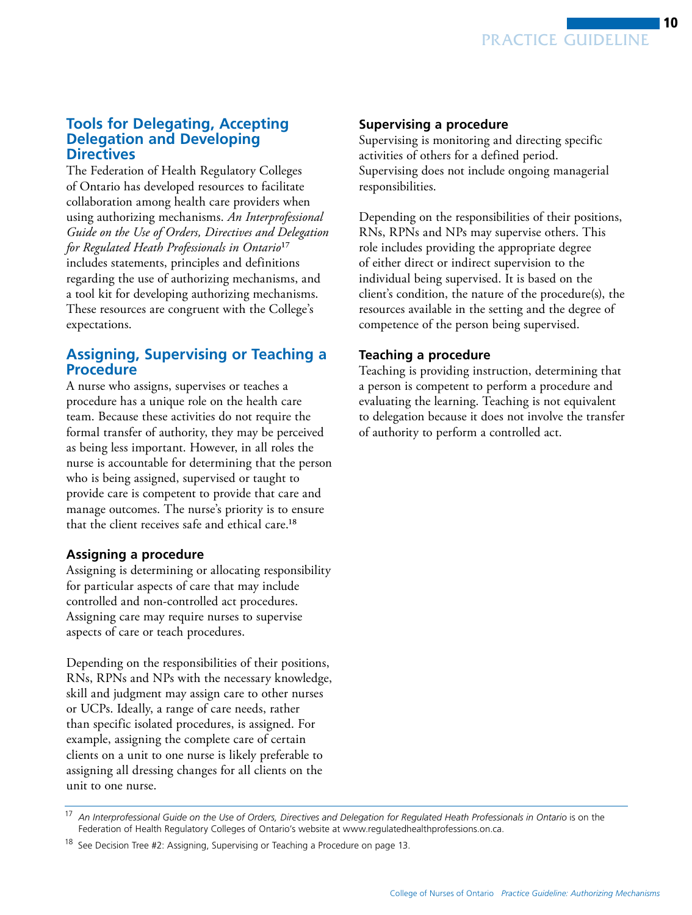## Tools for Delegating, Accepting Delegation and Developing Directives

The Federation of Health Regulatory Colleges of Ontario has developed resources to facilitate collaboration among health care providers when using authorizing mechanisms. *An Interprofessional Guide on the Use of Orders, Directives and Delegation for Regulated Heath Professionals in Ontario*[17] includes statements, principles and definitions regarding the use of authorizing mechanisms, and a tool kit for developing authorizing mechanisms. These resources are congruent with the College's expectations.

## Assigning, Supervising or Teaching a Procedure

A nurse who assigns, supervises or teaches a procedure has a unique role on the health care team. Because these activities do not require the formal transfer of authority, they may be perceived as being less important. However, in all roles the nurse is accountable for determining that the person who is being assigned, supervised or taught to provide care is competent to provide that care and manage outcomes. The nurse's priority is to ensure that the client receives safe and ethical care.[18]

### Assigning a procedure

Assigning is determining or allocating responsibility for particular aspects of care that may include controlled and non-controlled act procedures. Assigning care may require nurses to supervise aspects of care or teach procedures.

Depending on the responsibilities of their positions, RNs, RPNs and NPs with the necessary knowledge, skill and judgment may assign care to other nurses or UCPs. Ideally, a range of care needs, rather than specific isolated procedures, is assigned. For example, assigning the complete care of certain clients on a unit to one nurse is likely preferable to assigning all dressing changes for all clients on the unit to one nurse.

### Supervising a procedure

Supervising is monitoring and directing specific activities of others for a defined period. Supervising does not include ongoing managerial responsibilities.

Depending on the responsibilities of their positions, RNs, RPNs and NPs may supervise others. This role includes providing the appropriate degree of either direct or indirect supervision to the individual being supervised. It is based on the client's condition, the nature of the procedure(s), the resources available in the setting and the degree of competence of the person being supervised.

### Teaching a procedure

Teaching is providing instruction, determining that a person is competent to perform a procedure and evaluating the learning. Teaching is not equivalent to delegation because it does not involve the transfer of authority to perform a controlled act.

---

[17] *An Interprofessional Guide on the Use of Orders, Directives and Delegation for Regulated Heath Professionals in Ontario* is on the Federation of Health Regulatory Colleges of Ontario's website at www.regulatedhealthprofessions.on.ca.

[18] See Decision Tree #2: Assigning, Supervising or Teaching a Procedure on page 13.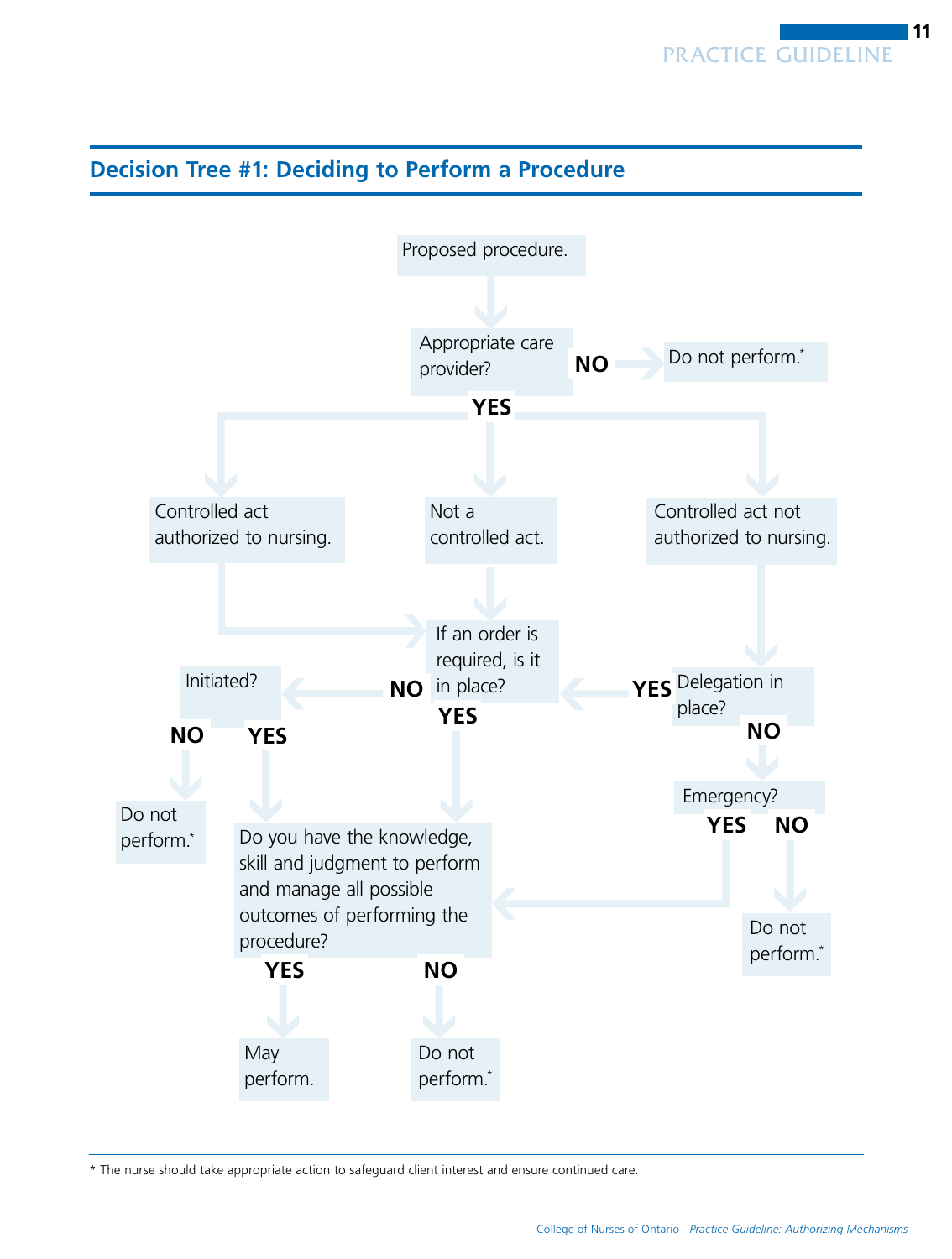## Decision Tree #1: Deciding to Perform a Procedure

Proposed procedure.

Appropriate care provider?

- **NO** → Do not perform.*
- **YES** →
  - Controlled act authorized to nursing. → If an order is required, is it in place?
  - Not a controlled act. → If an order is required, is it in place?
  - Controlled act not authorized to nursing. → Delegation in place?
    - **YES** → If an order is required, is it in place?
    - **NO** → Emergency?
      - **YES** → Do you have the knowledge, skill and judgment to perform and manage all possible outcomes of performing the procedure?
      - **NO** → Do not perform.*

If an order is required, is it in place?

- **YES** → Do you have the knowledge, skill and judgment to perform and manage all possible outcomes of performing the procedure?
- **NO** → Initiated?
  - **NO** → Do not perform.*
  - **YES** → Do you have the knowledge, skill and judgment to perform and manage all possible outcomes of performing the procedure?

Do you have the knowledge, skill and judgment to perform and manage all possible outcomes of performing the procedure?

- **YES** → May perform.
- **NO** → Do not perform.*

* The nurse should take appropriate action to safeguard client interest and ensure continued care.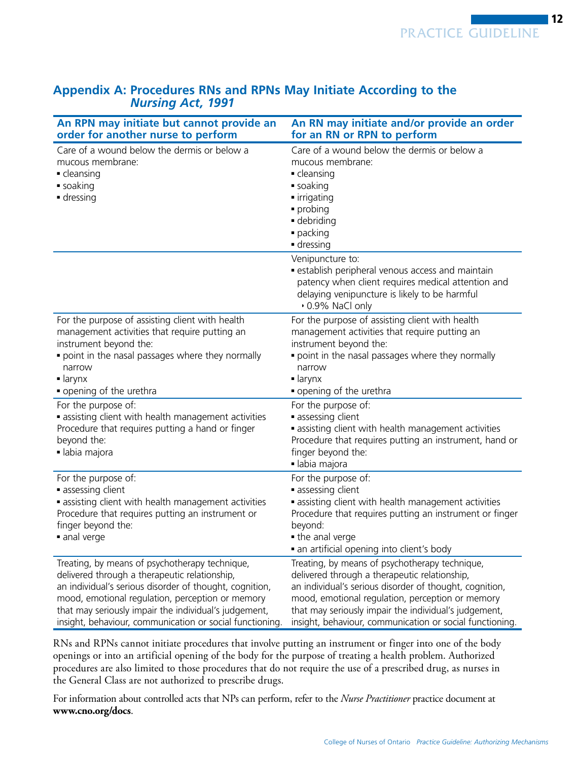## Appendix A: Procedures RNs and RPNs May Initiate According to the *Nursing Act, 1991*

| An RPN may initiate but cannot provide an order for another nurse to perform | An RN may initiate and/or provide an order for an RN or RPN to perform |
|---|---|
| Care of a wound below the dermis or below a mucous membrane:<br>▪ cleansing<br>▪ soaking<br>▪ dressing | Care of a wound below the dermis or below a mucous membrane:<br>▪ cleansing<br>▪ soaking<br>▪ irrigating<br>▪ probing<br>▪ debriding<br>▪ packing<br>▪ dressing |
| | Venipuncture to:<br>▪ establish peripheral venous access and maintain patency when client requires medical attention and delaying venipuncture is likely to be harmful<br>‣ 0.9% NaCl only |
| For the purpose of assisting client with health management activities that require putting an instrument beyond the:<br>▪ point in the nasal passages where they normally narrow<br>▪ larynx<br>▪ opening of the urethra | For the purpose of assisting client with health management activities that require putting an instrument beyond the:<br>▪ point in the nasal passages where they normally narrow<br>▪ larynx<br>▪ opening of the urethra |
| For the purpose of:<br>▪ assisting client with health management activities<br>Procedure that requires putting a hand or finger beyond the:<br>▪ labia majora | For the purpose of:<br>▪ assessing client<br>▪ assisting client with health management activities<br>Procedure that requires putting an instrument, hand or finger beyond the:<br>▪ labia majora |
| For the purpose of:<br>▪ assessing client<br>▪ assisting client with health management activities<br>Procedure that requires putting an instrument or finger beyond the:<br>▪ anal verge | For the purpose of:<br>▪ assessing client<br>▪ assisting client with health management activities<br>Procedure that requires putting an instrument or finger beyond:<br>▪ the anal verge<br>▪ an artificial opening into client's body |
| Treating, by means of psychotherapy technique, delivered through a therapeutic relationship, an individual's serious disorder of thought, cognition, mood, emotional regulation, perception or memory that may seriously impair the individual's judgement, insight, behaviour, communication or social functioning. | Treating, by means of psychotherapy technique, delivered through a therapeutic relationship, an individual's serious disorder of thought, cognition, mood, emotional regulation, perception or memory that may seriously impair the individual's judgement, insight, behaviour, communication or social functioning. |

RNs and RPNs cannot initiate procedures that involve putting an instrument or finger into one of the body openings or into an artificial opening of the body for the purpose of treating a health problem. Authorized procedures are also limited to those procedures that do not require the use of a prescribed drug, as nurses in the General Class are not authorized to prescribe drugs.

For information about controlled acts that NPs can perform, refer to the *Nurse Practitioner* practice document at **www.cno.org/docs**.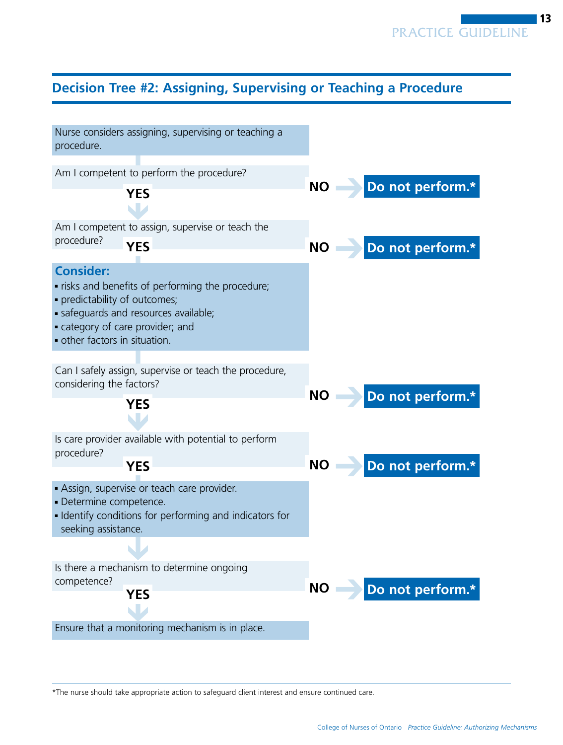## Decision Tree #2: Assigning, Supervising or Teaching a Procedure

Nurse considers assigning, supervising or teaching a procedure.

Am I competent to perform the procedure? — **NO** → **Do not perform.***

**YES**

Am I competent to assign, supervise or teach the procedure? — **NO** → **Do not perform.***

**YES**

**Consider:**

- risks and benefits of performing the procedure;
- predictability of outcomes;
- safeguards and resources available;
- category of care provider; and
- other factors in situation.

Can I safely assign, supervise or teach the procedure, considering the factors? — **NO** → **Do not perform.***

**YES**

Is care provider available with potential to perform procedure? — **NO** → **Do not perform.***

**YES**

- Assign, supervise or teach care provider.
- Determine competence.
- Identify conditions for performing and indicators for seeking assistance.

Is there a mechanism to determine ongoing competence? — **NO** → **Do not perform.***

**YES**

Ensure that a monitoring mechanism is in place.

---

*The nurse should take appropriate action to safeguard client interest and ensure continued care.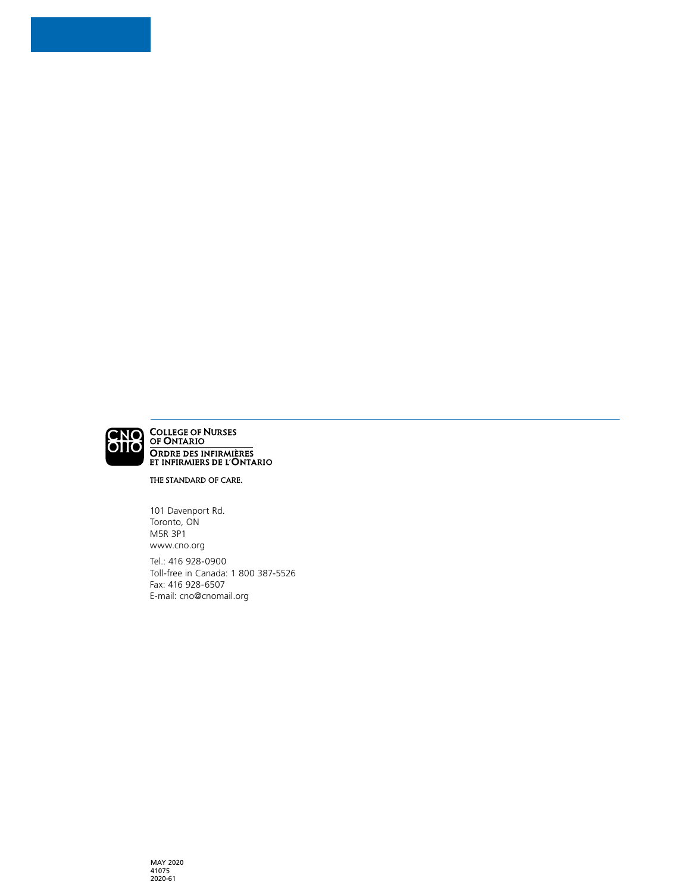COLLEGE OF NURSES OF ONTARIO

ORDRE DES INFIRMIÈRES ET INFIRMIERS DE L'ONTARIO

THE STANDARD OF CARE.

101 Davenport Rd.
Toronto, ON
M5R 3P1
www.cno.org

Tel.: 416 928-0900
Toll-free in Canada: 1 800 387-5526
Fax: 416 928-6507
E-mail: cno@cnomail.org

MAY 2020
41075
2020-61